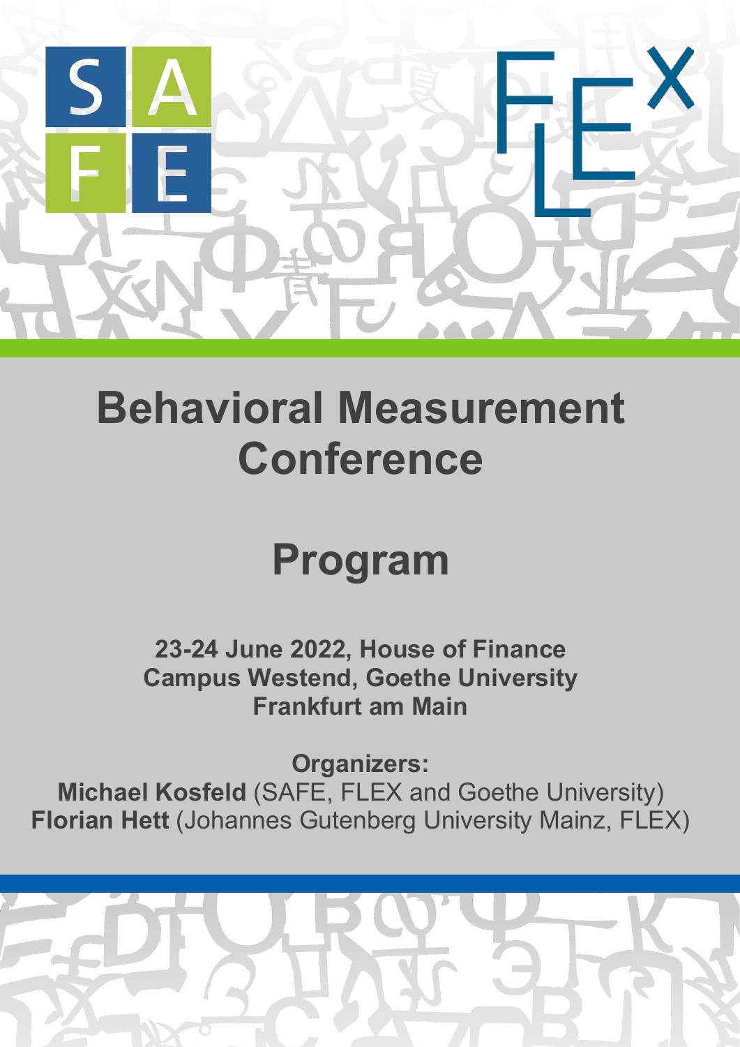# Behavioral Measurement Conference

## Program

**23-24 June 2022, House of Finance**
**Campus Westend, Goethe University**
**Frankfurt am Main**

**Organizers:**
**Michael Kosfeld** (SAFE, FLEX and Goethe University)
**Florian Hett** (Johannes Gutenberg University Mainz, FLEX)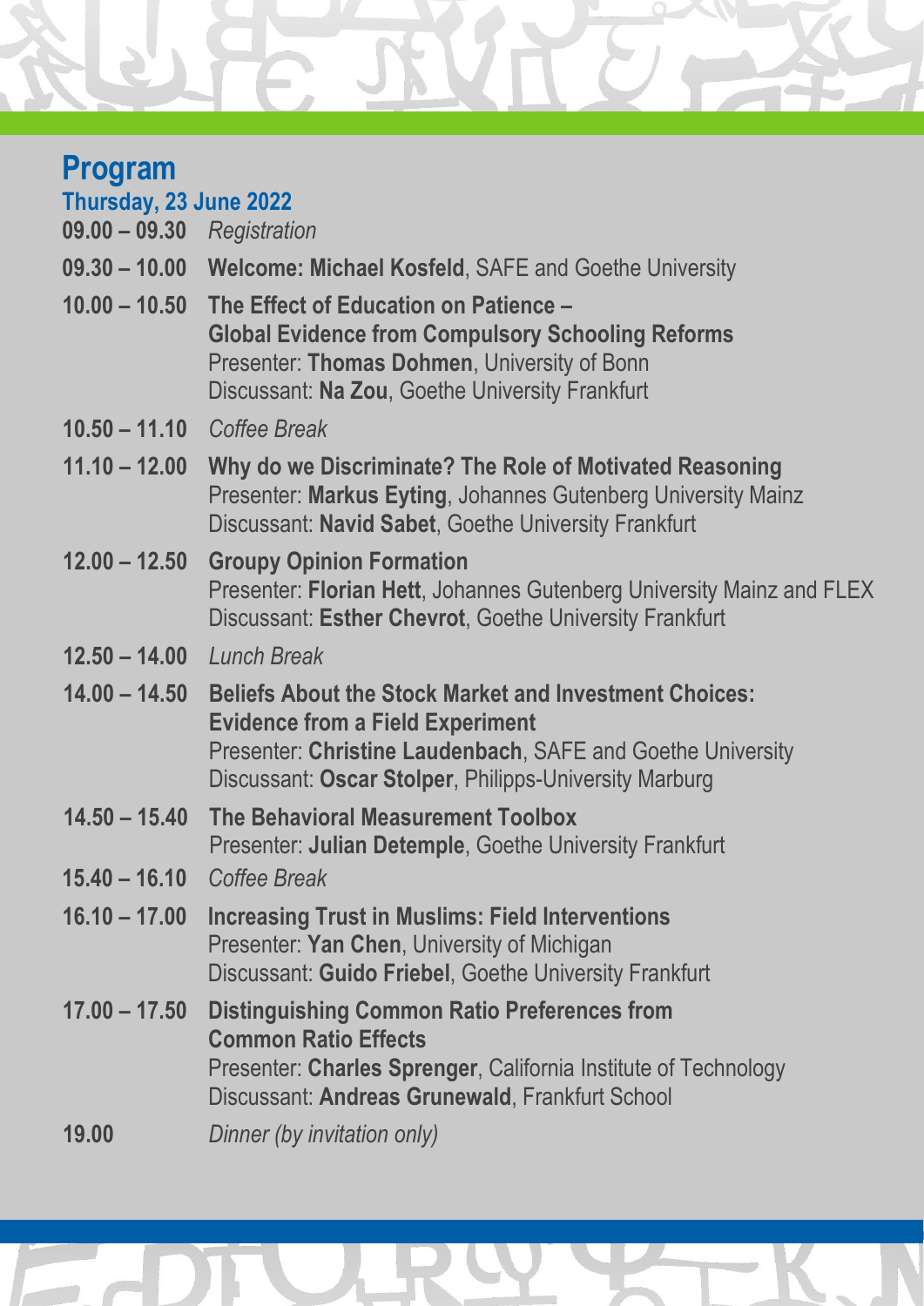# Program

## Thursday, 23 June 2022

**09.00 – 09.30** *Registration*

**09.30 – 10.00** **Welcome: Michael Kosfeld**, SAFE and Goethe University

**10.00 – 10.50** **The Effect of Education on Patience – Global Evidence from Compulsory Schooling Reforms**
Presenter: **Thomas Dohmen**, University of Bonn
Discussant: **Na Zou**, Goethe University Frankfurt

**10.50 – 11.10** *Coffee Break*

**11.10 – 12.00** **Why do we Discriminate? The Role of Motivated Reasoning**
Presenter: **Markus Eyting**, Johannes Gutenberg University Mainz
Discussant: **Navid Sabet**, Goethe University Frankfurt

**12.00 – 12.50** **Groupy Opinion Formation**
Presenter: **Florian Hett**, Johannes Gutenberg University Mainz and FLEX
Discussant: **Esther Chevrot**, Goethe University Frankfurt

**12.50 – 14.00** *Lunch Break*

**14.00 – 14.50** **Beliefs About the Stock Market and Investment Choices: Evidence from a Field Experiment**
Presenter: **Christine Laudenbach**, SAFE and Goethe University
Discussant: **Oscar Stolper**, Philipps-University Marburg

**14.50 – 15.40** **The Behavioral Measurement Toolbox**
Presenter: **Julian Detemple**, Goethe University Frankfurt

**15.40 – 16.10** *Coffee Break*

**16.10 – 17.00** **Increasing Trust in Muslims: Field Interventions**
Presenter: **Yan Chen**, University of Michigan
Discussant: **Guido Friebel**, Goethe University Frankfurt

**17.00 – 17.50** **Distinguishing Common Ratio Preferences from Common Ratio Effects**
Presenter: **Charles Sprenger**, California Institute of Technology
Discussant: **Andreas Grunewald**, Frankfurt School

**19.00** *Dinner (by invitation only)*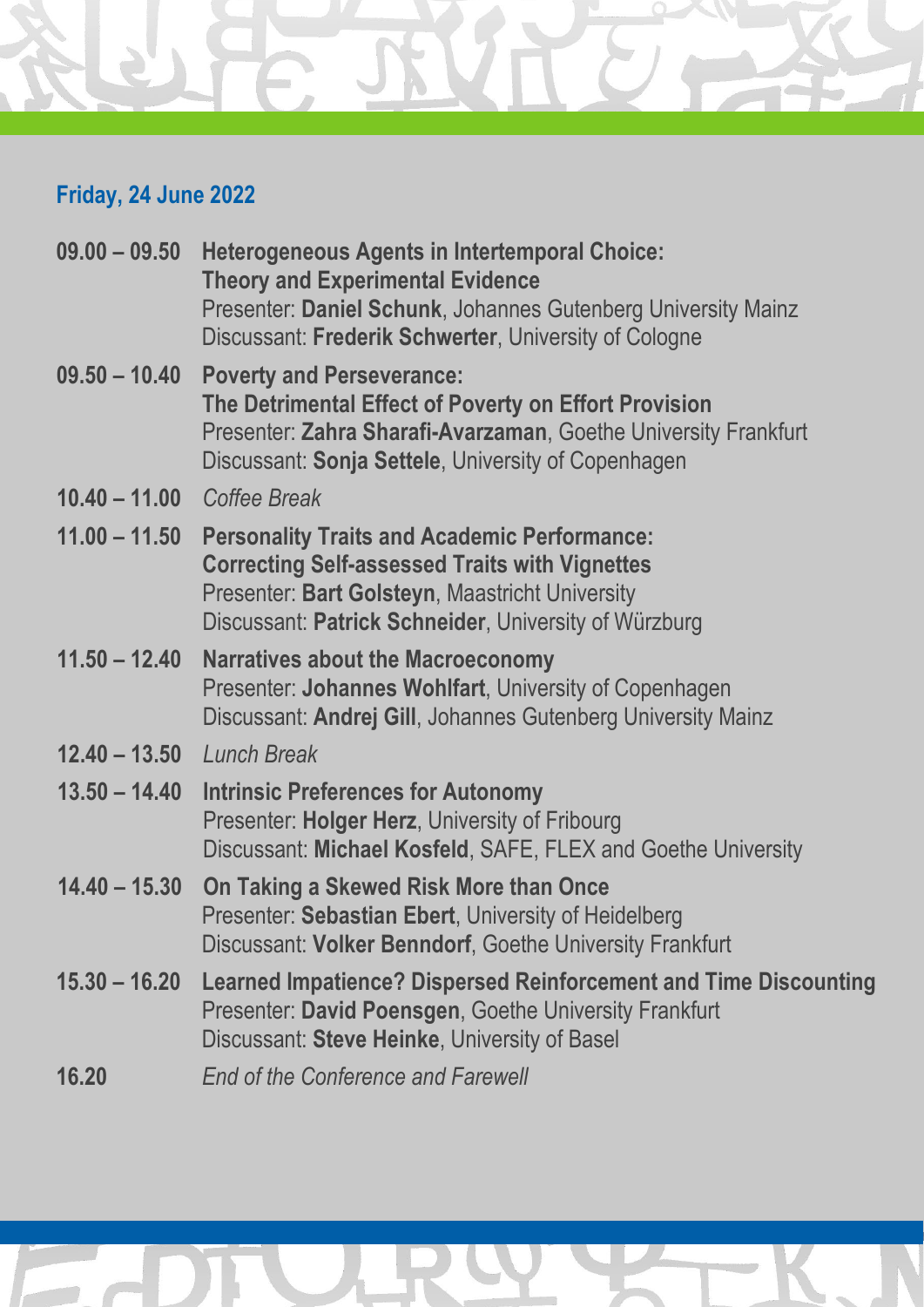## Friday, 24 June 2022

**09.00 – 09.50** **Heterogeneous Agents in Intertemporal Choice: Theory and Experimental Evidence**
Presenter: **Daniel Schunk**, Johannes Gutenberg University Mainz
Discussant: **Frederik Schwerter**, University of Cologne

**09.50 – 10.40** **Poverty and Perseverance: The Detrimental Effect of Poverty on Effort Provision**
Presenter: **Zahra Sharafi-Avarzaman**, Goethe University Frankfurt
Discussant: **Sonja Settele**, University of Copenhagen

**10.40 – 11.00** *Coffee Break*

**11.00 – 11.50** **Personality Traits and Academic Performance: Correcting Self-assessed Traits with Vignettes**
Presenter: **Bart Golsteyn**, Maastricht University
Discussant: **Patrick Schneider**, University of Würzburg

**11.50 – 12.40** **Narratives about the Macroeconomy**
Presenter: **Johannes Wohlfart**, University of Copenhagen
Discussant: **Andrej Gill**, Johannes Gutenberg University Mainz

**12.40 – 13.50** *Lunch Break*

**13.50 – 14.40** **Intrinsic Preferences for Autonomy**
Presenter: **Holger Herz**, University of Fribourg
Discussant: **Michael Kosfeld**, SAFE, FLEX and Goethe University

**14.40 – 15.30** **On Taking a Skewed Risk More than Once**
Presenter: **Sebastian Ebert**, University of Heidelberg
Discussant: **Volker Benndorf**, Goethe University Frankfurt

**15.30 – 16.20** **Learned Impatience? Dispersed Reinforcement and Time Discounting**
Presenter: **David Poensgen**, Goethe University Frankfurt
Discussant: **Steve Heinke**, University of Basel

**16.20** *End of the Conference and Farewell*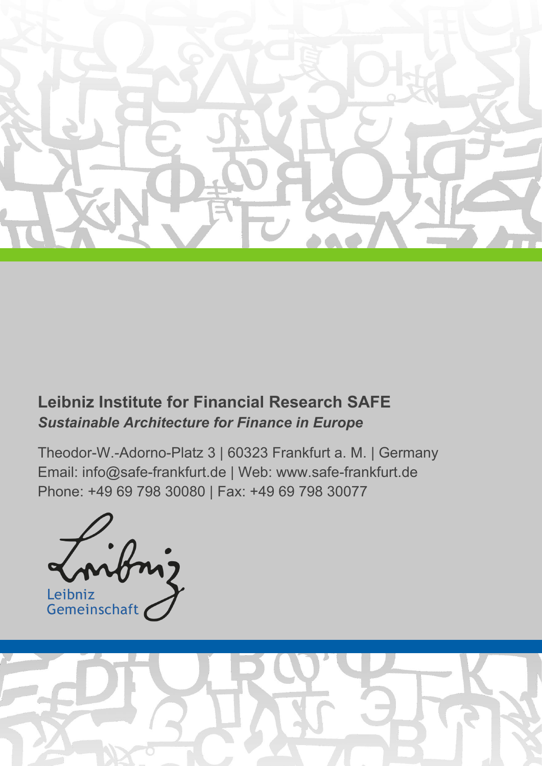**Leibniz Institute for Financial Research SAFE**

***Sustainable Architecture for Finance in Europe***

Theodor-W.-Adorno-Platz 3 | 60323 Frankfurt a. M. | Germany
Email: info@safe-frankfurt.de | Web: www.safe-frankfurt.de
Phone: +49 69 798 30080 | Fax: +49 69 798 30077

Leibniz
Gemeinschaft